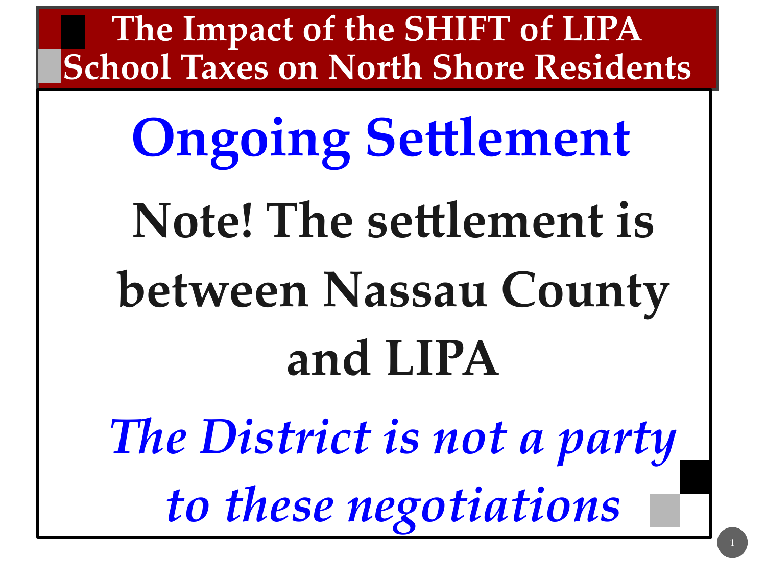# The Impact of the SHIFT of LIPA School Taxes on North Shore Residents

## Ongoing Settlement

**Note! The settlement is between Nassau County and LIPA**

***The District is not a party to these negotiations***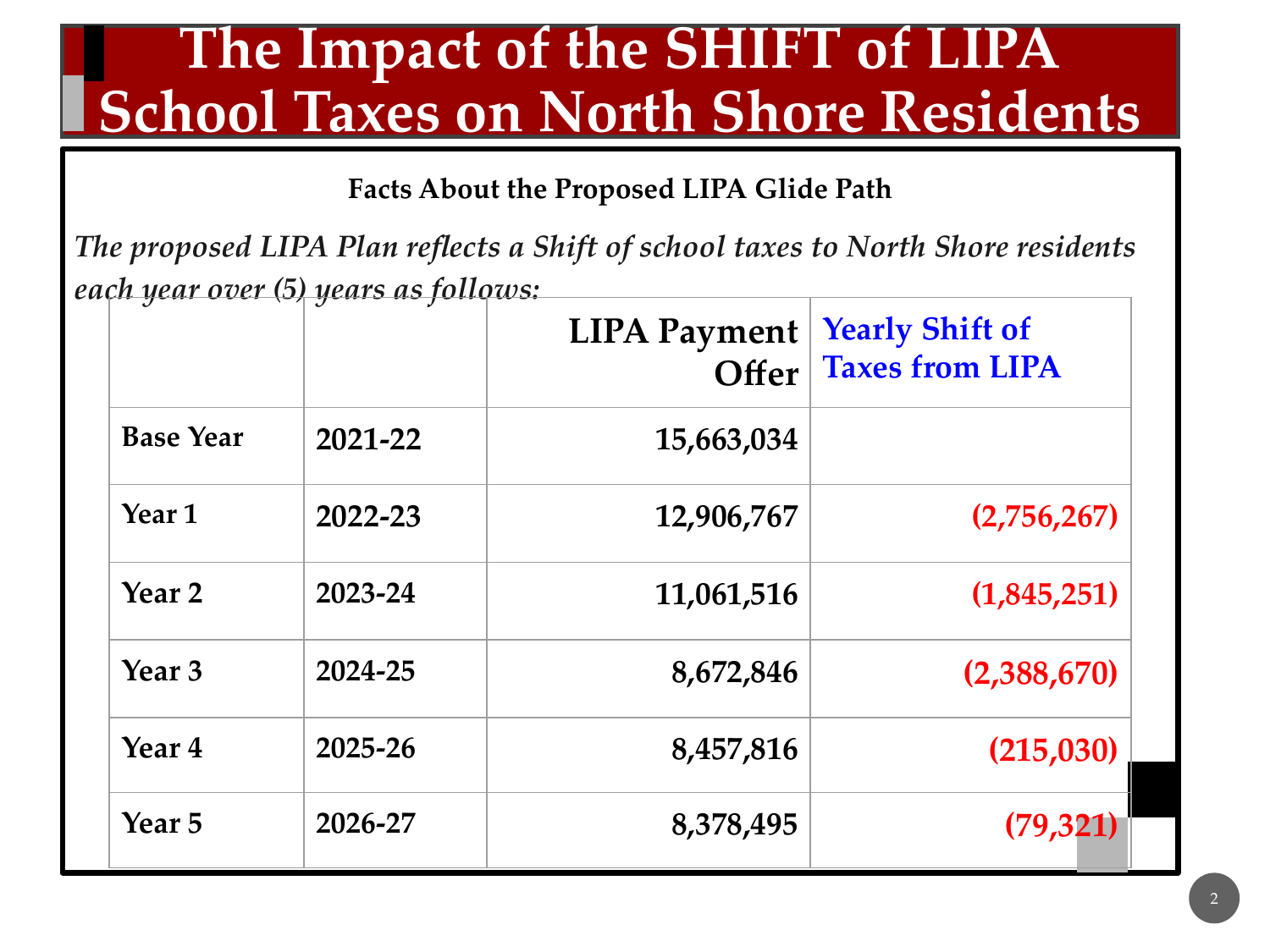# The Impact of the SHIFT of LIPA School Taxes on North Shore Residents

**Facts About the Proposed LIPA Glide Path**

***The proposed LIPA Plan reflects a Shift of school taxes to North Shore residents each year over (5) years as follows:***

| | | LIPA Payment Offer | Yearly Shift of Taxes from LIPA |
|---|---|---|---|
| Base Year | 2021-22 | 15,663,034 | |
| Year 1 | 2022-23 | 12,906,767 | (2,756,267) |
| Year 2 | 2023-24 | 11,061,516 | (1,845,251) |
| Year 3 | 2024-25 | 8,672,846 | (2,388,670) |
| Year 4 | 2025-26 | 8,457,816 | (215,030) |
| Year 5 | 2026-27 | 8,378,495 | (79,321) |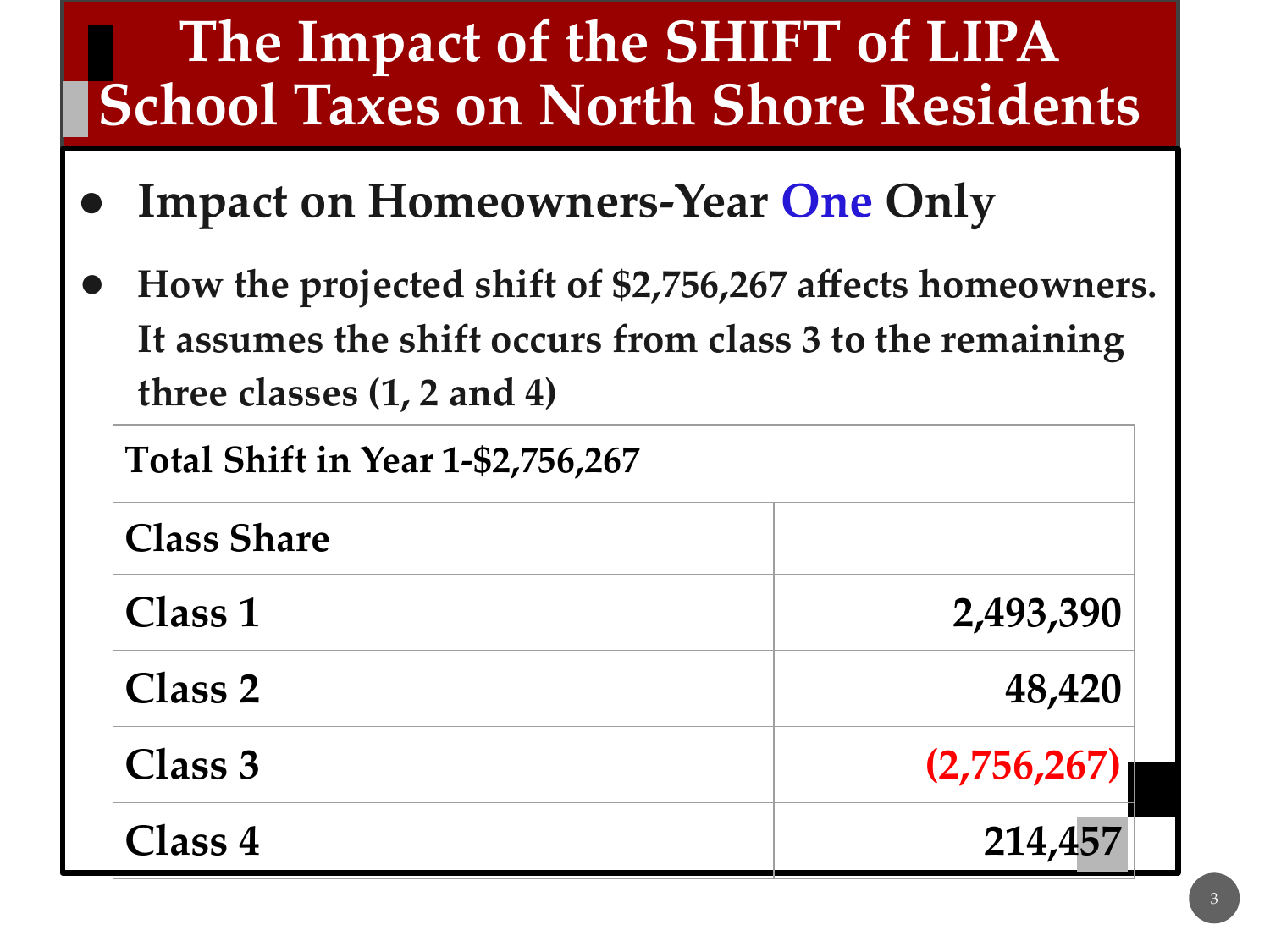# The Impact of the SHIFT of LIPA School Taxes on North Shore Residents

- **Impact on Homeowners-Year One Only**
- **How the projected shift of $2,756,267 affects homeowners. It assumes the shift occurs from class 3 to the remaining three classes (1, 2 and 4)**

| Total Shift in Year 1-$2,756,267 | |
|---|---|
| **Class Share** | |
| **Class 1** | **2,493,390** |
| **Class 2** | **48,420** |
| **Class 3** | **(2,756,267)** |
| **Class 4** | **214,457** |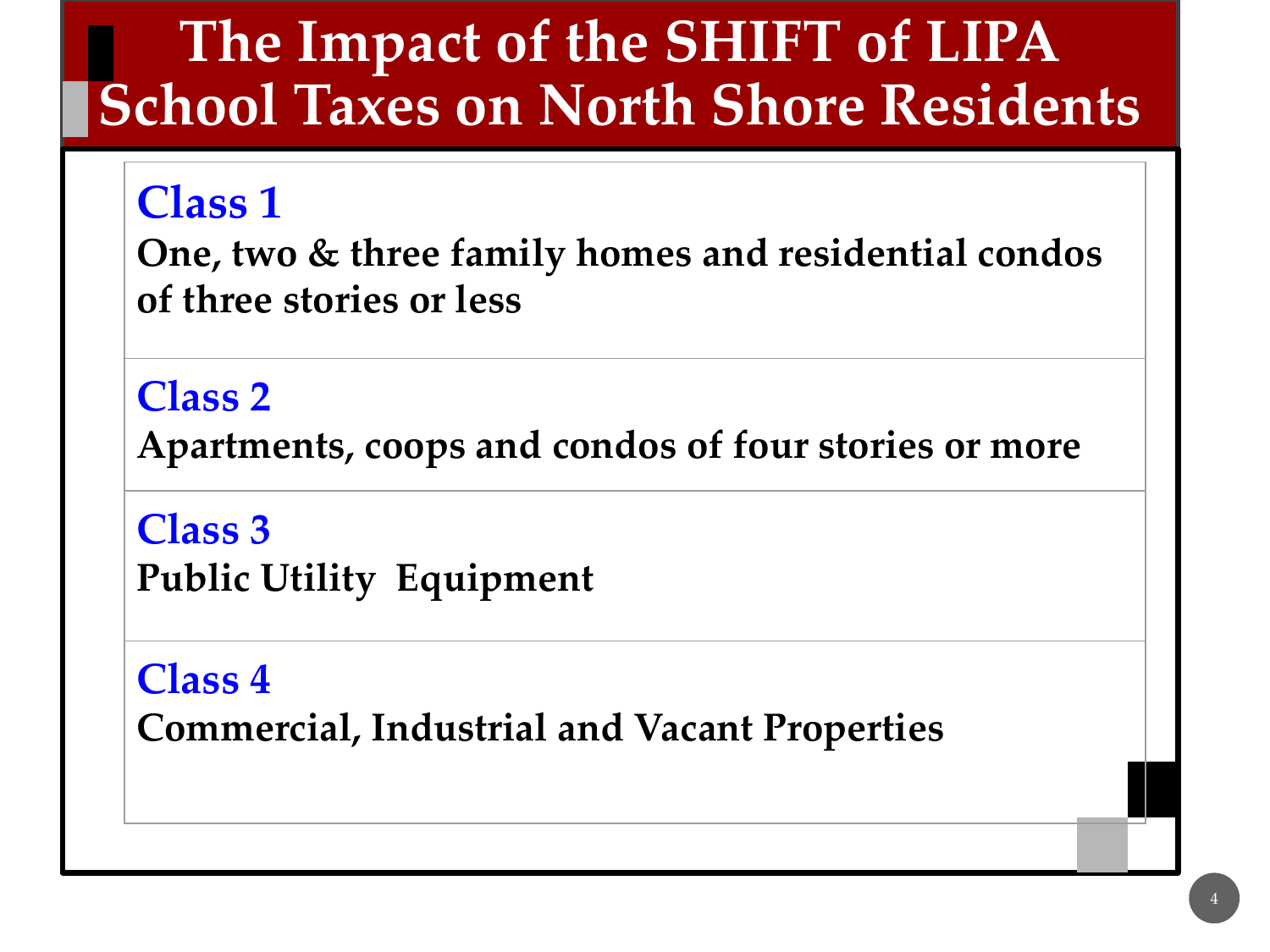# The Impact of the SHIFT of LIPA School Taxes on North Shore Residents

## Class 1

**One, two & three family homes and residential condos of three stories or less**

## Class 2

**Apartments, coops and condos of four stories or more**

## Class 3

**Public Utility Equipment**

## Class 4

**Commercial, Industrial and Vacant Properties**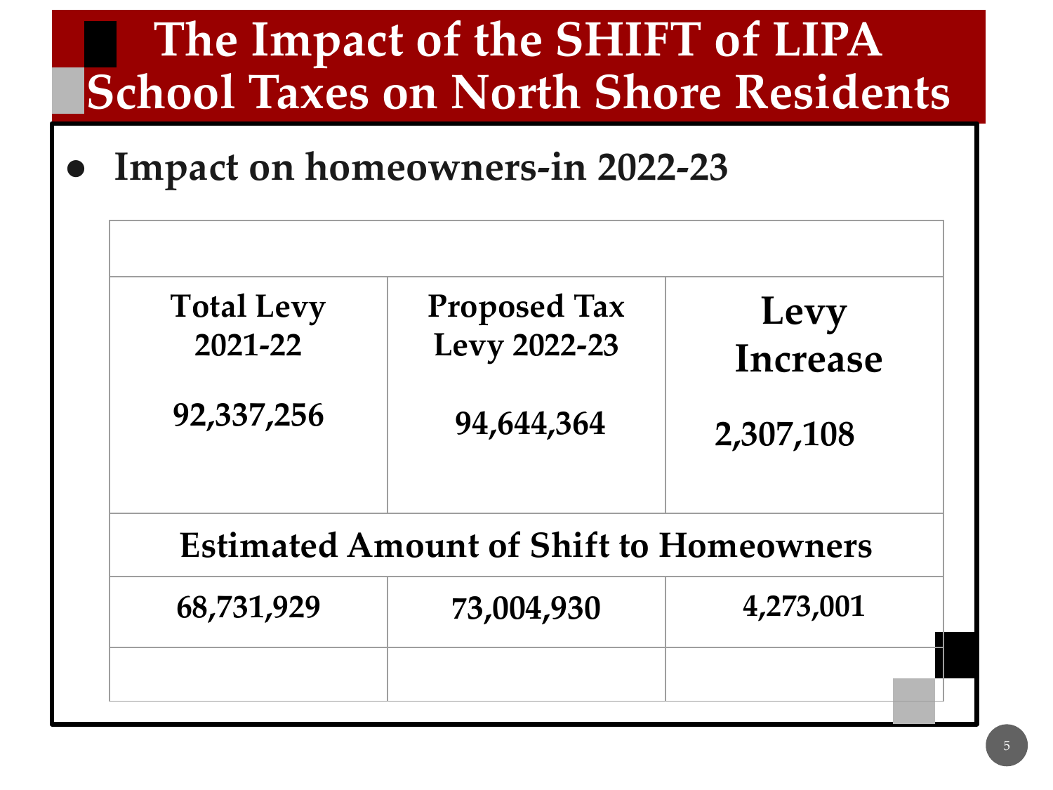# The Impact of the SHIFT of LIPA School Taxes on North Shore Residents

- **Impact on homeowners-in 2022-23**

| Total Levy 2021-22 | Proposed Tax Levy 2022-23 | Levy Increase |
|---|---|---|
| 92,337,256 | 94,644,364 | 2,307,108 |
| **Estimated Amount of Shift to Homeowners** | | |
| 68,731,929 | 73,004,930 | 4,273,001 |
| | | |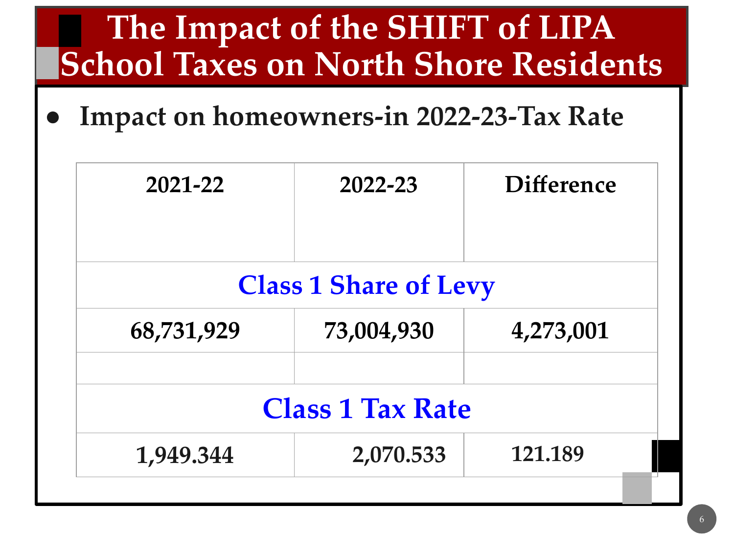# The Impact of the SHIFT of LIPA School Taxes on North Shore Residents

- **Impact on homeowners-in 2022-23-Tax Rate**

| 2021-22 | 2022-23 | Difference |
|---|---|---|
| **Class 1 Share of Levy** | | |
| 68,731,929 | 73,004,930 | 4,273,001 |
| | | |
| **Class 1 Tax Rate** | | |
| 1,949.344 | 2,070.533 | 121.189 |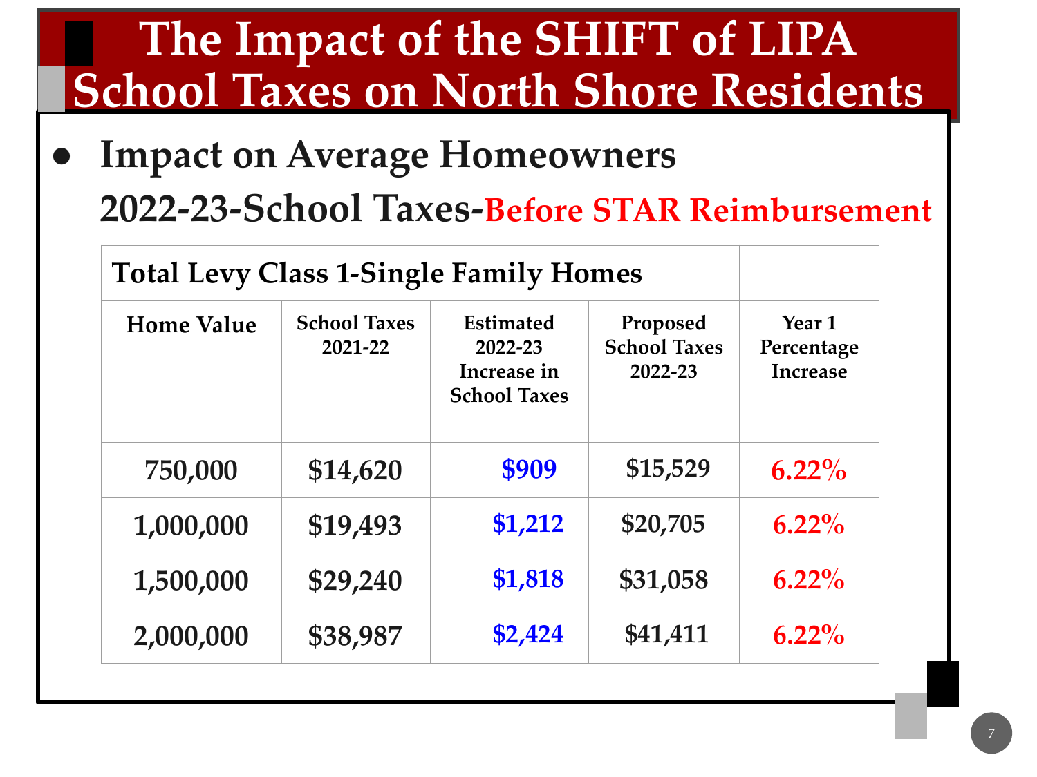# The Impact of the SHIFT of LIPA School Taxes on North Shore Residents

- **Impact on Average Homeowners**

  **2022-23-School Taxes-Before STAR Reimbursement**

| Total Levy Class 1-Single Family Homes | | | | |
|---|---|---|---|---|
| **Home Value** | **School Taxes 2021-22** | **Estimated 2022-23 Increase in School Taxes** | **Proposed School Taxes 2022-23** | **Year 1 Percentage Increase** |
| 750,000 | $14,620 | $909 | $15,529 | 6.22% |
| 1,000,000 | $19,493 | $1,212 | $20,705 | 6.22% |
| 1,500,000 | $29,240 | $1,818 | $31,058 | 6.22% |
| 2,000,000 | $38,987 | $2,424 | $41,411 | 6.22% |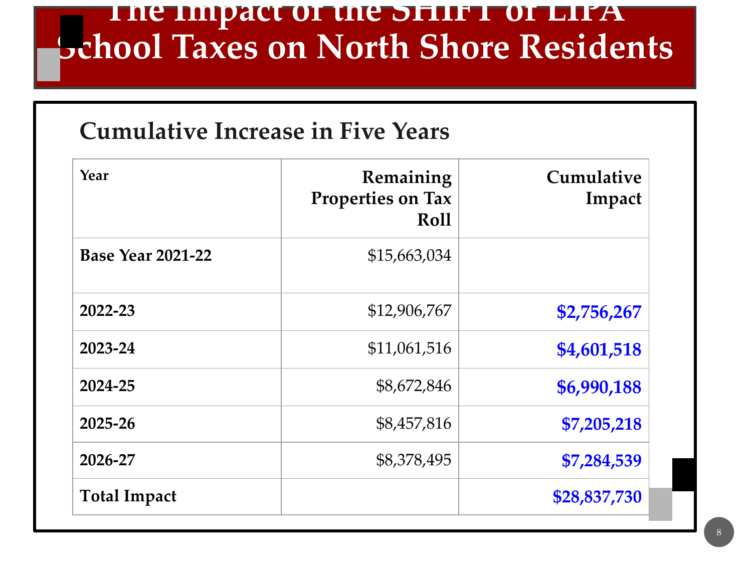# The Impact of the SHIFT of LIPA School Taxes on North Shore Residents

## Cumulative Increase in Five Years

| Year | Remaining Properties on Tax Roll | Cumulative Impact |
|---|---|---|
| **Base Year 2021-22** | $15,663,034 | |
| **2022-23** | $12,906,767 | **$2,756,267** |
| **2023-24** | $11,061,516 | **$4,601,518** |
| **2024-25** | $8,672,846 | **$6,990,188** |
| **2025-26** | $8,457,816 | **$7,205,218** |
| **2026-27** | $8,378,495 | **$7,284,539** |
| **Total Impact** | | **$28,837,730** |